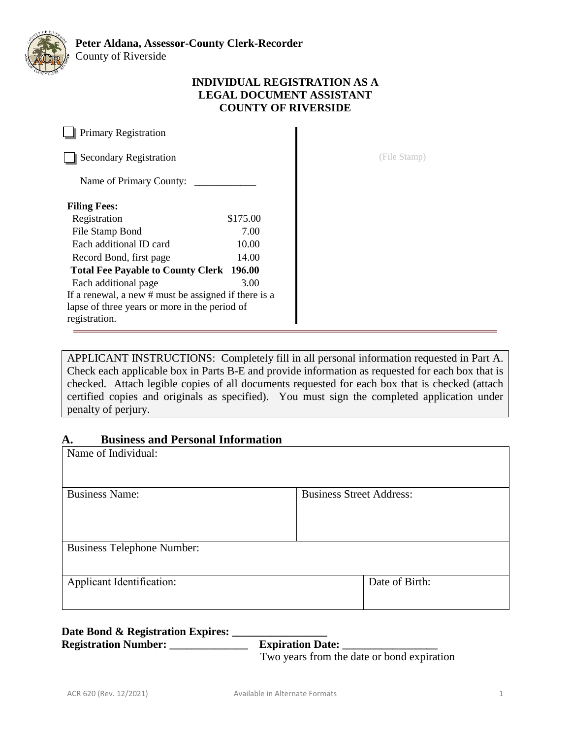**Peter Aldana, Assessor-County Clerk-Recorder**
County of Riverside

# INDIVIDUAL REGISTRATION AS A LEGAL DOCUMENT ASSISTANT COUNTY OF RIVERSIDE

☐ Primary Registration

☐ Secondary Registration

Name of Primary County: ____________

(File Stamp)

**Filing Fees:**

| | |
|---|---|
| Registration | $175.00 |
| File Stamp Bond | 7.00 |
| Each additional ID card | 10.00 |
| Record Bond, first page | 14.00 |
| **Total Fee Payable to County Clerk** | **196.00** |
| Each additional page | 3.00 |

If a renewal, a new # must be assigned if there is a lapse of three years or more in the period of registration.

APPLICANT INSTRUCTIONS: Completely fill in all personal information requested in Part A. Check each applicable box in Parts B-E and provide information as requested for each box that is checked. Attach legible copies of all documents requested for each box that is checked (attach certified copies and originals as specified). You must sign the completed application under penalty of perjury.

## A. Business and Personal Information

| | |
|---|---|
| Name of Individual: | |
| Business Name: | Business Street Address: |
| Business Telephone Number: | |
| Applicant Identification: | Date of Birth: |

**Date Bond & Registration Expires: _________________**

**Registration Number: ______________** **Expiration Date: _________________**

Two years from the date or bond expiration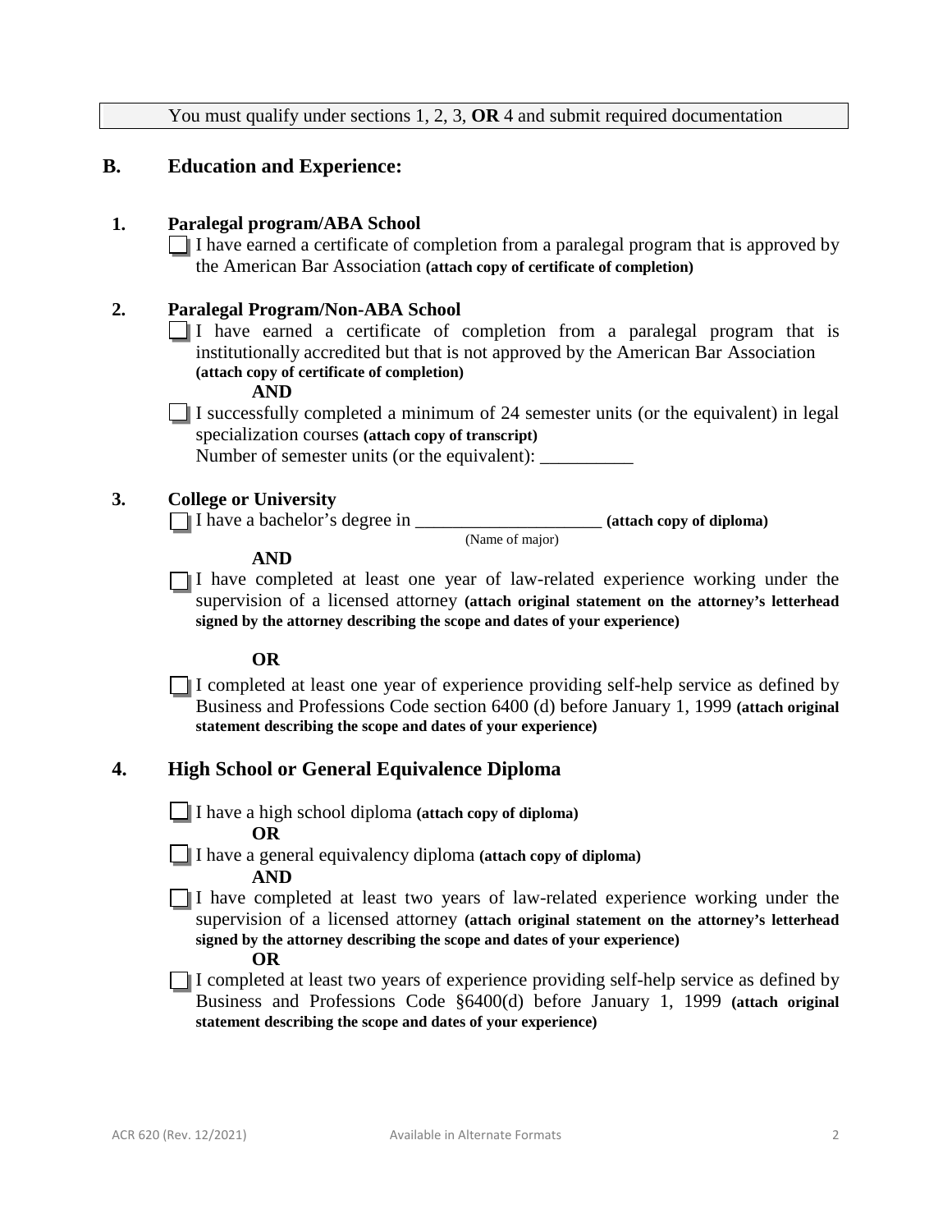You must qualify under sections 1, 2, 3, **OR** 4 and submit required documentation

## B. Education and Experience:

### 1. Paralegal program/ABA School

☐ I have earned a certificate of completion from a paralegal program that is approved by the American Bar Association **(attach copy of certificate of completion)**

### 2. Paralegal Program/Non-ABA School

☐ I have earned a certificate of completion from a paralegal program that is institutionally accredited but that is not approved by the American Bar Association **(attach copy of certificate of completion)**

**AND**

☐ I successfully completed a minimum of 24 semester units (or the equivalent) in legal specialization courses **(attach copy of transcript)**
Number of semester units (or the equivalent): __________

### 3. College or University

☐ I have a bachelor's degree in ____________________ **(attach copy of diploma)**
(Name of major)

**AND**

☐ I have completed at least one year of law-related experience working under the supervision of a licensed attorney **(attach original statement on the attorney's letterhead signed by the attorney describing the scope and dates of your experience)**

**OR**

☐ I completed at least one year of experience providing self-help service as defined by Business and Professions Code section 6400 (d) before January 1, 1999 **(attach original statement describing the scope and dates of your experience)**

### 4. High School or General Equivalence Diploma

☐ I have a high school diploma **(attach copy of diploma)**

**OR**

☐ I have a general equivalency diploma **(attach copy of diploma)**

**AND**

☐ I have completed at least two years of law-related experience working under the supervision of a licensed attorney **(attach original statement on the attorney's letterhead signed by the attorney describing the scope and dates of your experience)**

**OR**

☐ I completed at least two years of experience providing self-help service as defined by Business and Professions Code §6400(d) before January 1, 1999 **(attach original statement describing the scope and dates of your experience)**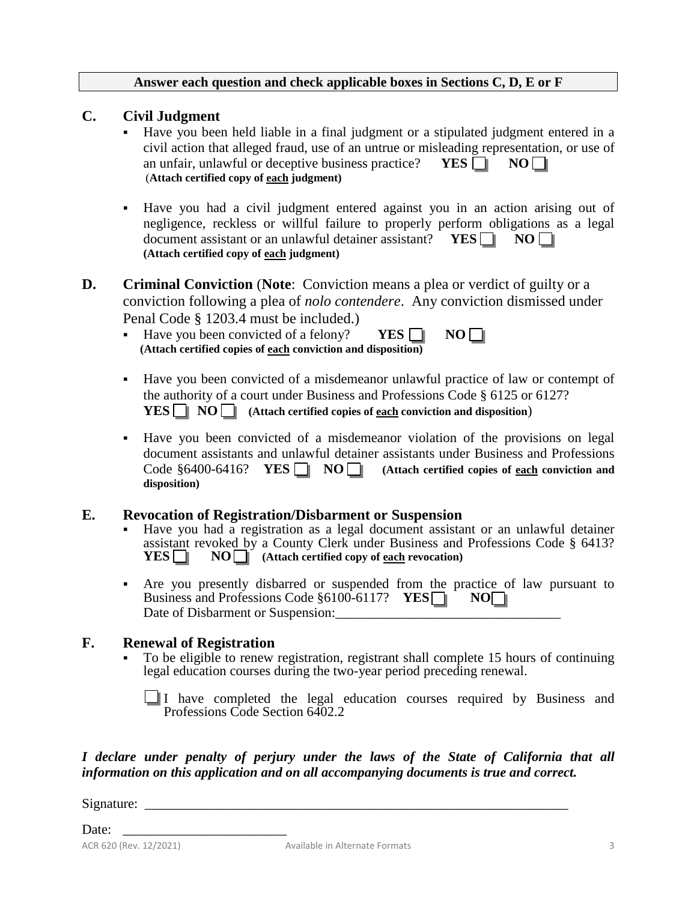**Answer each question and check applicable boxes in Sections C, D, E or F**

## C. Civil Judgment

- Have you been held liable in a final judgment or a stipulated judgment entered in a civil action that alleged fraud, use of an untrue or misleading representation, or use of an unfair, unlawful or deceptive business practice? **YES** ☐ **NO** ☐
  (**Attach certified copy of each judgment)**

- Have you had a civil judgment entered against you in an action arising out of negligence, reckless or willful failure to properly perform obligations as a legal document assistant or an unlawful detainer assistant? **YES** ☐ **NO** ☐
  **(Attach certified copy of each judgment)**

## D. Criminal Conviction (**Note**: Conviction means a plea or verdict of guilty or a conviction following a plea of *nolo contendere*. Any conviction dismissed under Penal Code § 1203.4 must be included.)

- Have you been convicted of a felony? **YES** ☐ **NO** ☐
  **(Attach certified copies of each conviction and disposition)**

- Have you been convicted of a misdemeanor unlawful practice of law or contempt of the authority of a court under Business and Professions Code § 6125 or 6127?
  **YES** ☐ **NO** ☐ **(Attach certified copies of each conviction and disposition)**

- Have you been convicted of a misdemeanor violation of the provisions on legal document assistants and unlawful detainer assistants under Business and Professions Code §6400-6416? **YES** ☐ **NO** ☐ **(Attach certified copies of each conviction and disposition)**

## E. Revocation of Registration/Disbarment or Suspension

- Have you had a registration as a legal document assistant or an unlawful detainer assistant revoked by a County Clerk under Business and Professions Code § 6413?
  **YES** ☐ **NO** ☐ **(Attach certified copy of each revocation)**

- Are you presently disbarred or suspended from the practice of law pursuant to Business and Professions Code §6100-6117? **YES** ☐ **NO** ☐
  Date of Disbarment or Suspension:\_\_\_\_\_\_\_\_\_\_\_\_\_\_\_\_\_\_\_\_\_\_\_\_\_\_\_\_\_\_\_\_

## F. Renewal of Registration

- To be eligible to renew registration, registrant shall complete 15 hours of continuing legal education courses during the two-year period preceding renewal.

  ☐ I have completed the legal education courses required by Business and Professions Code Section 6402.2

***I declare under penalty of perjury under the laws of the State of California that all information on this application and on all accompanying documents is true and correct.***

Signature: \_\_\_\_\_\_\_\_\_\_\_\_\_\_\_\_\_\_\_\_\_\_\_\_\_\_\_\_\_\_\_\_\_\_\_\_\_\_\_\_\_\_\_\_\_\_\_\_\_\_\_\_\_\_\_\_\_\_\_\_\_\_

Date: \_\_\_\_\_\_\_\_\_\_\_\_\_\_\_\_\_\_\_\_\_\_\_\_

ACR 620 (Rev. 12/2021) Available in Alternate Formats